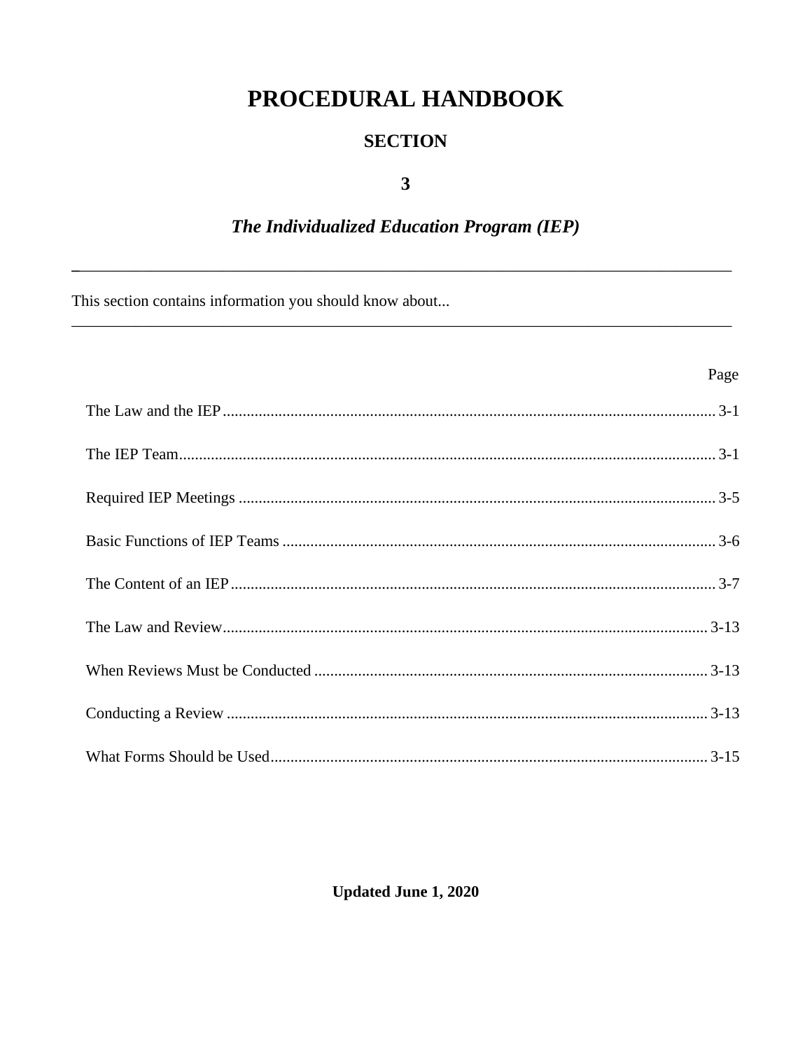# PROCEDURAL HANDBOOK

## SECTION

## 3

## *The Individualized Education Program (IEP)*

---

This section contains information you should know about...

---

| | Page |
|---|---|
| The Law and the IEP | 3-1 |
| The IEP Team | 3-1 |
| Required IEP Meetings | 3-5 |
| Basic Functions of IEP Teams | 3-6 |
| The Content of an IEP | 3-7 |
| The Law and Review | 3-13 |
| When Reviews Must be Conducted | 3-13 |
| Conducting a Review | 3-13 |
| What Forms Should be Used | 3-15 |

**Updated June 1, 2020**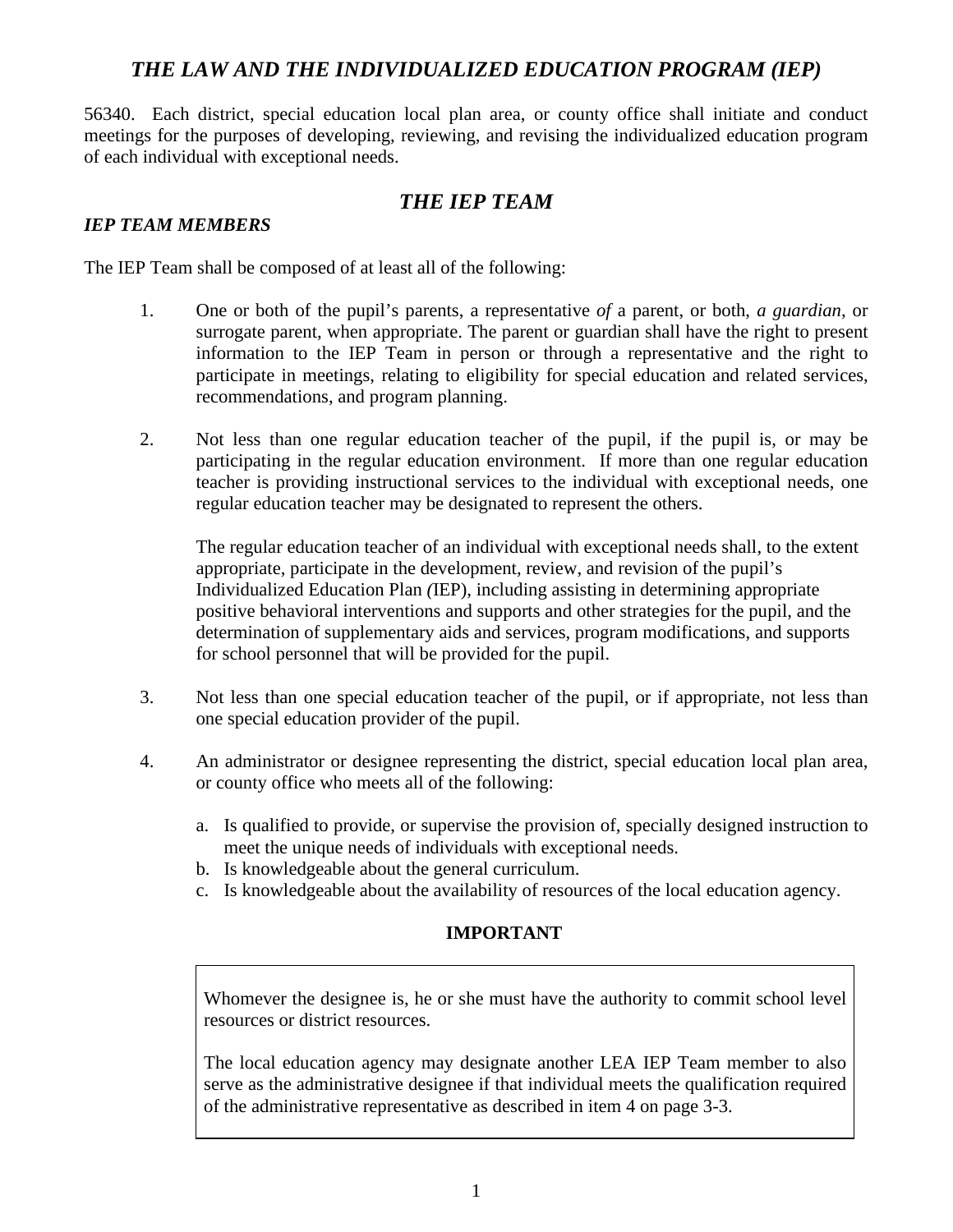# *THE LAW AND THE INDIVIDUALIZED EDUCATION PROGRAM (IEP)*

56340. Each district, special education local plan area, or county office shall initiate and conduct meetings for the purposes of developing, reviewing, and revising the individualized education program of each individual with exceptional needs.

## *THE IEP TEAM*

### *IEP TEAM MEMBERS*

The IEP Team shall be composed of at least all of the following:

1. One or both of the pupil's parents, a representative *of* a parent, or both, *a guardian*, or surrogate parent, when appropriate. The parent or guardian shall have the right to present information to the IEP Team in person or through a representative and the right to participate in meetings, relating to eligibility for special education and related services, recommendations, and program planning.

2. Not less than one regular education teacher of the pupil, if the pupil is, or may be participating in the regular education environment. If more than one regular education teacher is providing instructional services to the individual with exceptional needs, one regular education teacher may be designated to represent the others.

   The regular education teacher of an individual with exceptional needs shall, to the extent appropriate, participate in the development, review, and revision of the pupil's Individualized Education Plan *(*IEP), including assisting in determining appropriate positive behavioral interventions and supports and other strategies for the pupil, and the determination of supplementary aids and services, program modifications, and supports for school personnel that will be provided for the pupil.

3. Not less than one special education teacher of the pupil, or if appropriate, not less than one special education provider of the pupil.

4. An administrator or designee representing the district, special education local plan area, or county office who meets all of the following:

   a. Is qualified to provide, or supervise the provision of, specially designed instruction to meet the unique needs of individuals with exceptional needs.
   b. Is knowledgeable about the general curriculum.
   c. Is knowledgeable about the availability of resources of the local education agency.

**IMPORTANT**

Whomever the designee is, he or she must have the authority to commit school level resources or district resources.

The local education agency may designate another LEA IEP Team member to also serve as the administrative designee if that individual meets the qualification required of the administrative representative as described in item 4 on page 3-3.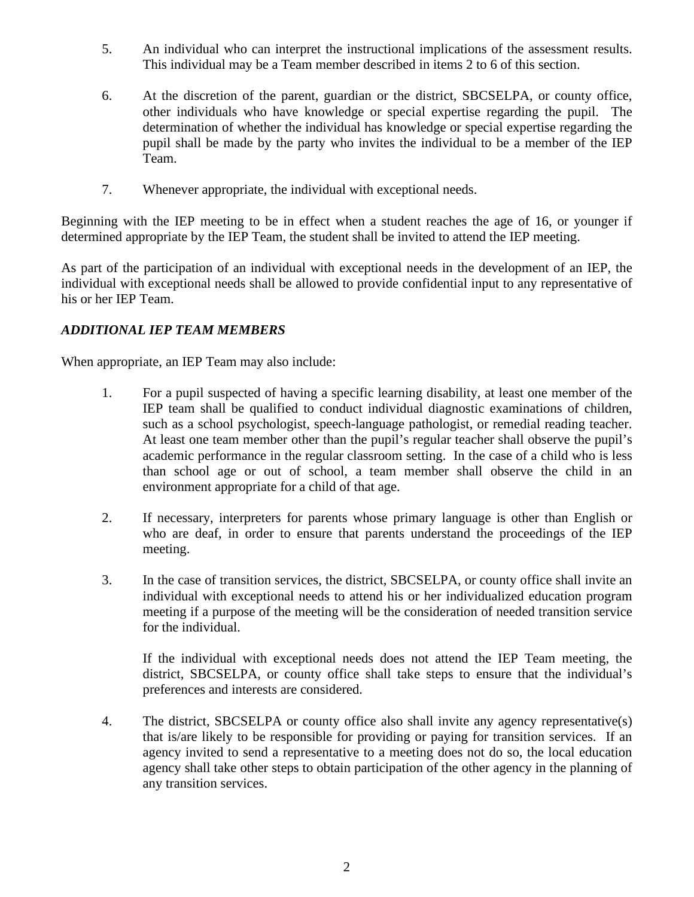5. An individual who can interpret the instructional implications of the assessment results. This individual may be a Team member described in items 2 to 6 of this section.

6. At the discretion of the parent, guardian or the district, SBCSELPA, or county office, other individuals who have knowledge or special expertise regarding the pupil. The determination of whether the individual has knowledge or special expertise regarding the pupil shall be made by the party who invites the individual to be a member of the IEP Team.

7. Whenever appropriate, the individual with exceptional needs.

Beginning with the IEP meeting to be in effect when a student reaches the age of 16, or younger if determined appropriate by the IEP Team, the student shall be invited to attend the IEP meeting.

As part of the participation of an individual with exceptional needs in the development of an IEP, the individual with exceptional needs shall be allowed to provide confidential input to any representative of his or her IEP Team.

***ADDITIONAL IEP TEAM MEMBERS***

When appropriate, an IEP Team may also include:

1. For a pupil suspected of having a specific learning disability, at least one member of the IEP team shall be qualified to conduct individual diagnostic examinations of children, such as a school psychologist, speech-language pathologist, or remedial reading teacher. At least one team member other than the pupil's regular teacher shall observe the pupil's academic performance in the regular classroom setting. In the case of a child who is less than school age or out of school, a team member shall observe the child in an environment appropriate for a child of that age.

2. If necessary, interpreters for parents whose primary language is other than English or who are deaf, in order to ensure that parents understand the proceedings of the IEP meeting.

3. In the case of transition services, the district, SBCSELPA, or county office shall invite an individual with exceptional needs to attend his or her individualized education program meeting if a purpose of the meeting will be the consideration of needed transition service for the individual.

   If the individual with exceptional needs does not attend the IEP Team meeting, the district, SBCSELPA, or county office shall take steps to ensure that the individual's preferences and interests are considered.

4. The district, SBCSELPA or county office also shall invite any agency representative(s) that is/are likely to be responsible for providing or paying for transition services. If an agency invited to send a representative to a meeting does not do so, the local education agency shall take other steps to obtain participation of the other agency in the planning of any transition services.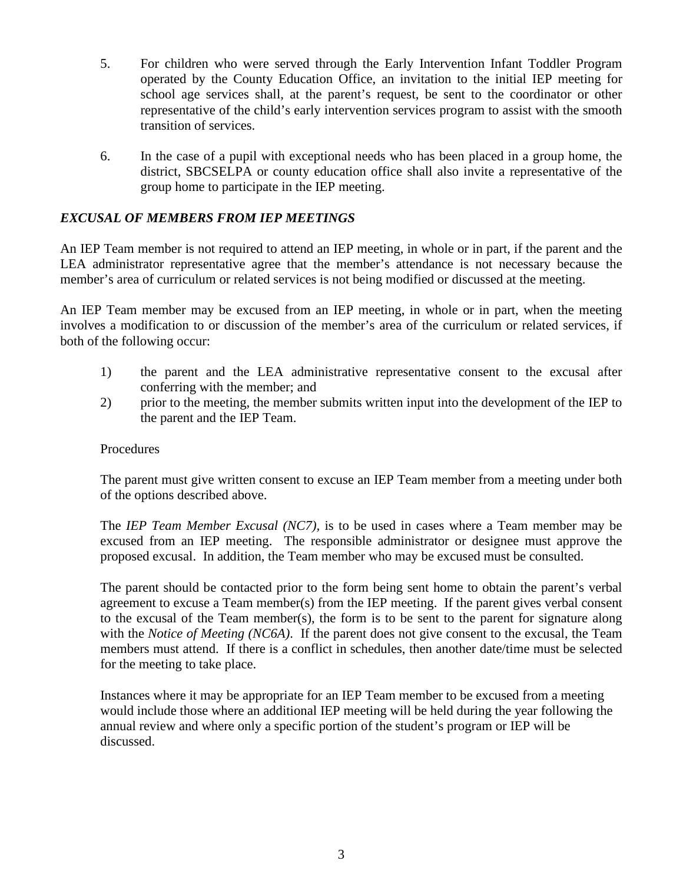5. For children who were served through the Early Intervention Infant Toddler Program operated by the County Education Office, an invitation to the initial IEP meeting for school age services shall, at the parent's request, be sent to the coordinator or other representative of the child's early intervention services program to assist with the smooth transition of services.

6. In the case of a pupil with exceptional needs who has been placed in a group home, the district, SBCSELPA or county education office shall also invite a representative of the group home to participate in the IEP meeting.

***EXCUSAL OF MEMBERS FROM IEP MEETINGS***

An IEP Team member is not required to attend an IEP meeting, in whole or in part, if the parent and the LEA administrator representative agree that the member's attendance is not necessary because the member's area of curriculum or related services is not being modified or discussed at the meeting.

An IEP Team member may be excused from an IEP meeting, in whole or in part, when the meeting involves a modification to or discussion of the member's area of the curriculum or related services, if both of the following occur:

1) the parent and the LEA administrative representative consent to the excusal after conferring with the member; and
2) prior to the meeting, the member submits written input into the development of the IEP to the parent and the IEP Team.

Procedures

The parent must give written consent to excuse an IEP Team member from a meeting under both of the options described above.

The *IEP Team Member Excusal (NC7),* is to be used in cases where a Team member may be excused from an IEP meeting. The responsible administrator or designee must approve the proposed excusal. In addition, the Team member who may be excused must be consulted.

The parent should be contacted prior to the form being sent home to obtain the parent's verbal agreement to excuse a Team member(s) from the IEP meeting. If the parent gives verbal consent to the excusal of the Team member(s), the form is to be sent to the parent for signature along with the *Notice of Meeting (NC6A)*. If the parent does not give consent to the excusal, the Team members must attend. If there is a conflict in schedules, then another date/time must be selected for the meeting to take place.

Instances where it may be appropriate for an IEP Team member to be excused from a meeting would include those where an additional IEP meeting will be held during the year following the annual review and where only a specific portion of the student's program or IEP will be discussed.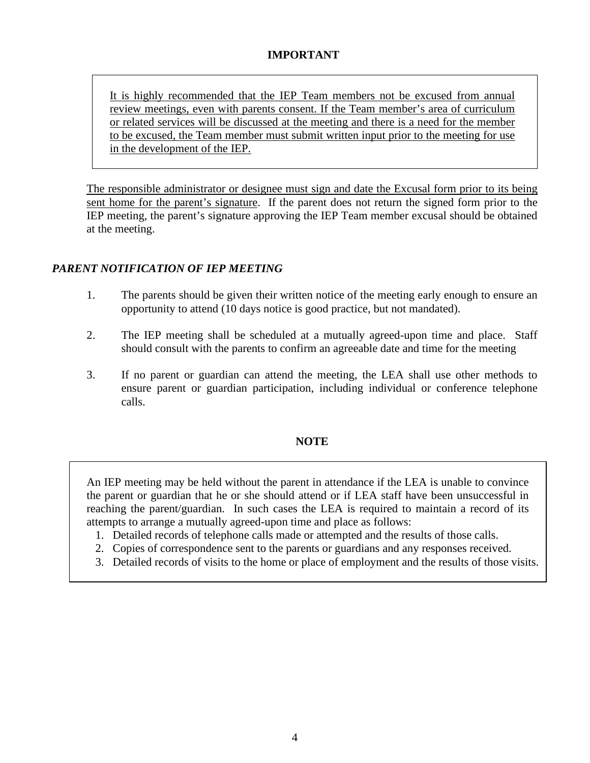**IMPORTANT**

> <u>It is highly recommended that the IEP Team members not be excused from annual review meetings, even with parents consent. If the Team member's area of curriculum or related services will be discussed at the meeting and there is a need for the member to be excused, the Team member must submit written input prior to the meeting for use in the development of the IEP.</u>

<u>The responsible administrator or designee must sign and date the Excusal form prior to its being sent home for the parent's signature</u>. If the parent does not return the signed form prior to the IEP meeting, the parent's signature approving the IEP Team member excusal should be obtained at the meeting.

### *PARENT NOTIFICATION OF IEP MEETING*

1. The parents should be given their written notice of the meeting early enough to ensure an opportunity to attend (10 days notice is good practice, but not mandated).

2. The IEP meeting shall be scheduled at a mutually agreed-upon time and place. Staff should consult with the parents to confirm an agreeable date and time for the meeting

3. If no parent or guardian can attend the meeting, the LEA shall use other methods to ensure parent or guardian participation, including individual or conference telephone calls.

**NOTE**

> An IEP meeting may be held without the parent in attendance if the LEA is unable to convince the parent or guardian that he or she should attend or if LEA staff have been unsuccessful in reaching the parent/guardian. In such cases the LEA is required to maintain a record of its attempts to arrange a mutually agreed-upon time and place as follows:
>
> 1. Detailed records of telephone calls made or attempted and the results of those calls.
> 2. Copies of correspondence sent to the parents or guardians and any responses received.
> 3. Detailed records of visits to the home or place of employment and the results of those visits.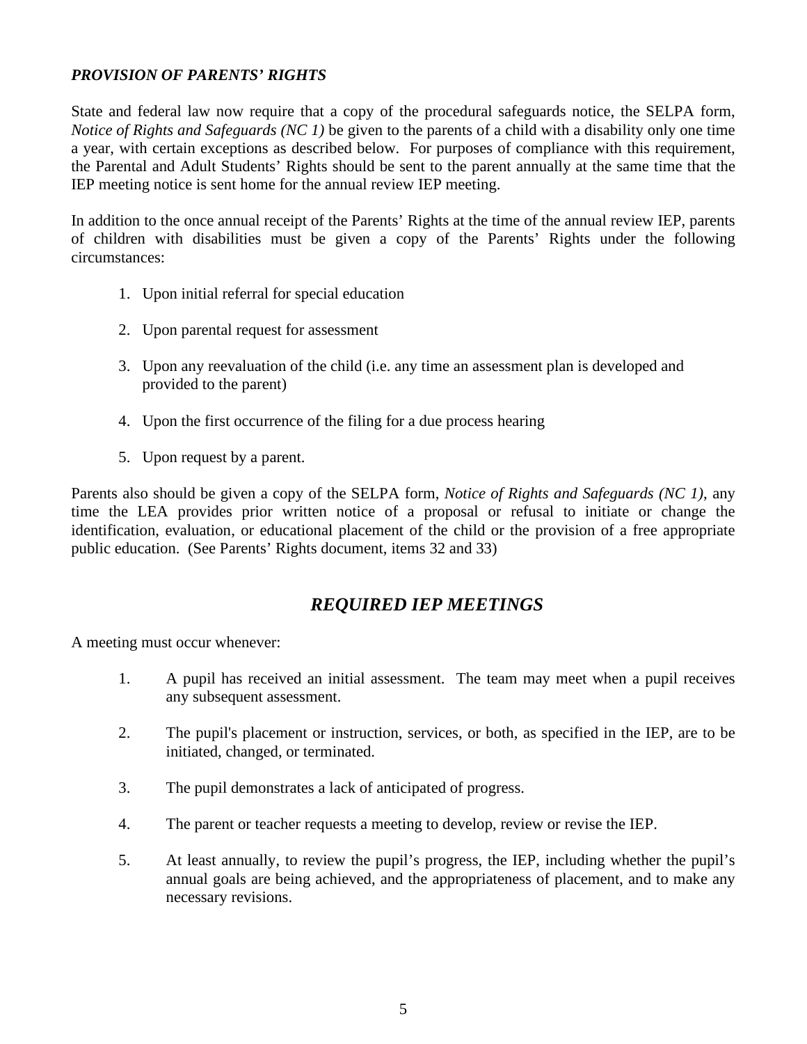***PROVISION OF PARENTS' RIGHTS***

State and federal law now require that a copy of the procedural safeguards notice, the SELPA form, *Notice of Rights and Safeguards (NC 1)* be given to the parents of a child with a disability only one time a year, with certain exceptions as described below. For purposes of compliance with this requirement, the Parental and Adult Students' Rights should be sent to the parent annually at the same time that the IEP meeting notice is sent home for the annual review IEP meeting.

In addition to the once annual receipt of the Parents' Rights at the time of the annual review IEP, parents of children with disabilities must be given a copy of the Parents' Rights under the following circumstances:

1. Upon initial referral for special education
2. Upon parental request for assessment
3. Upon any reevaluation of the child (i.e. any time an assessment plan is developed and provided to the parent)
4. Upon the first occurrence of the filing for a due process hearing
5. Upon request by a parent.

Parents also should be given a copy of the SELPA form, *Notice of Rights and Safeguards (NC 1)*, any time the LEA provides prior written notice of a proposal or refusal to initiate or change the identification, evaluation, or educational placement of the child or the provision of a free appropriate public education. (See Parents' Rights document, items 32 and 33)

## *REQUIRED IEP MEETINGS*

A meeting must occur whenever:

1. A pupil has received an initial assessment. The team may meet when a pupil receives any subsequent assessment.
2. The pupil's placement or instruction, services, or both, as specified in the IEP, are to be initiated, changed, or terminated.
3. The pupil demonstrates a lack of anticipated of progress.
4. The parent or teacher requests a meeting to develop, review or revise the IEP.
5. At least annually, to review the pupil's progress, the IEP, including whether the pupil's annual goals are being achieved, and the appropriateness of placement, and to make any necessary revisions.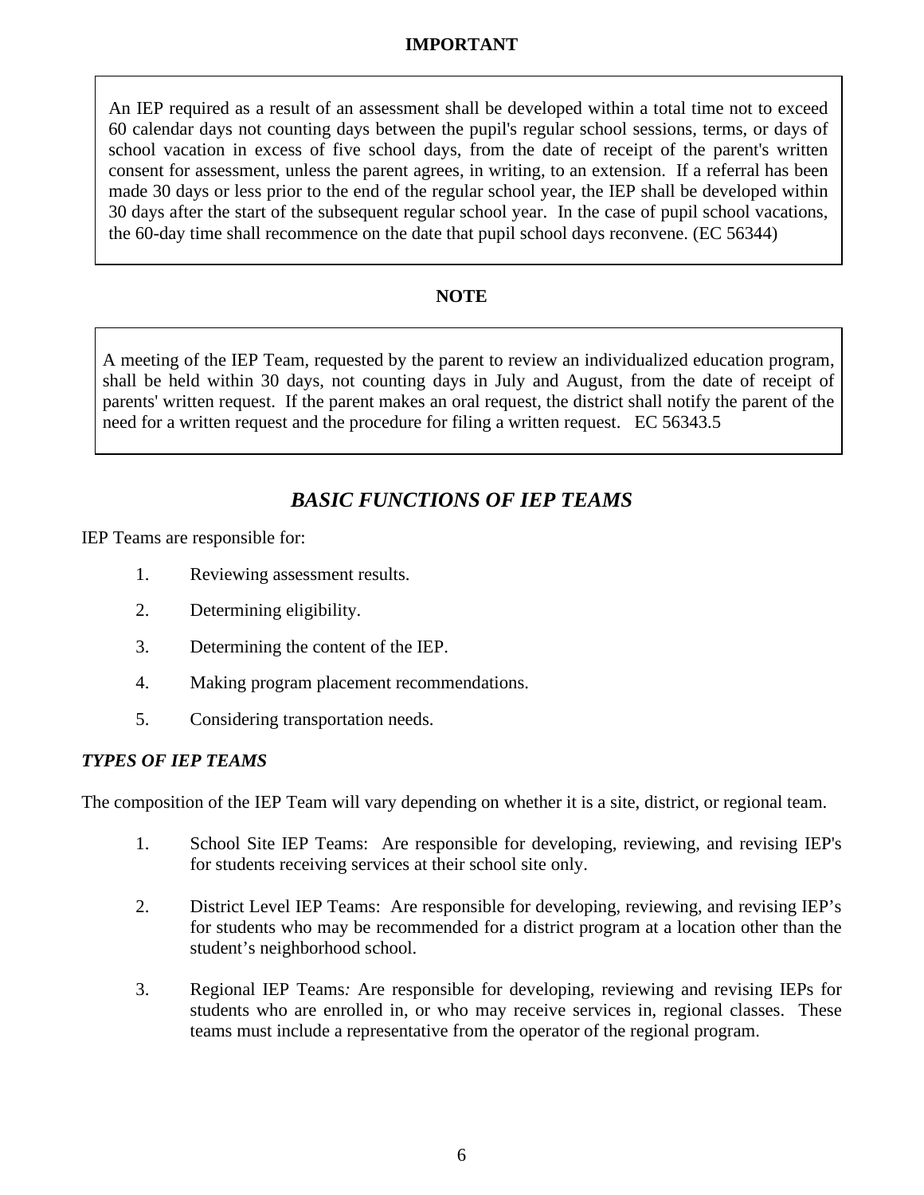**IMPORTANT**

An IEP required as a result of an assessment shall be developed within a total time not to exceed 60 calendar days not counting days between the pupil's regular school sessions, terms, or days of school vacation in excess of five school days, from the date of receipt of the parent's written consent for assessment, unless the parent agrees, in writing, to an extension. If a referral has been made 30 days or less prior to the end of the regular school year, the IEP shall be developed within 30 days after the start of the subsequent regular school year. In the case of pupil school vacations, the 60-day time shall recommence on the date that pupil school days reconvene. (EC 56344)

**NOTE**

A meeting of the IEP Team, requested by the parent to review an individualized education program, shall be held within 30 days, not counting days in July and August, from the date of receipt of parents' written request. If the parent makes an oral request, the district shall notify the parent of the need for a written request and the procedure for filing a written request. EC 56343.5

## *BASIC FUNCTIONS OF IEP TEAMS*

IEP Teams are responsible for:

1. Reviewing assessment results.
2. Determining eligibility.
3. Determining the content of the IEP.
4. Making program placement recommendations.
5. Considering transportation needs.

### *TYPES OF IEP TEAMS*

The composition of the IEP Team will vary depending on whether it is a site, district, or regional team.

1. School Site IEP Teams: Are responsible for developing, reviewing, and revising IEP's for students receiving services at their school site only.

2. District Level IEP Teams: Are responsible for developing, reviewing, and revising IEP's for students who may be recommended for a district program at a location other than the student's neighborhood school.

3. Regional IEP Teams*:* Are responsible for developing, reviewing and revising IEPs for students who are enrolled in, or who may receive services in, regional classes. These teams must include a representative from the operator of the regional program.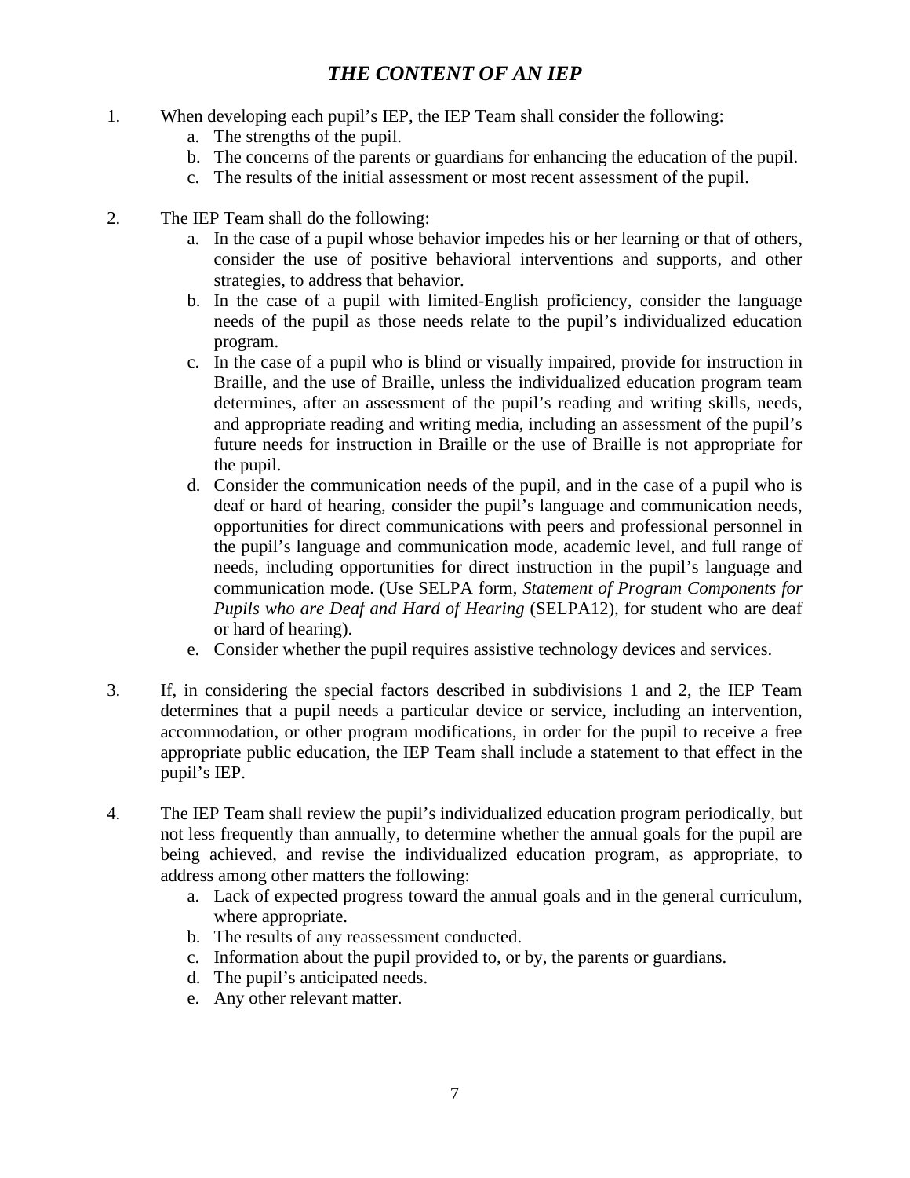# ***THE CONTENT OF AN IEP***

1. When developing each pupil's IEP, the IEP Team shall consider the following:
    a. The strengths of the pupil.
    b. The concerns of the parents or guardians for enhancing the education of the pupil.
    c. The results of the initial assessment or most recent assessment of the pupil.

2. The IEP Team shall do the following:
    a. In the case of a pupil whose behavior impedes his or her learning or that of others, consider the use of positive behavioral interventions and supports, and other strategies, to address that behavior.
    b. In the case of a pupil with limited-English proficiency, consider the language needs of the pupil as those needs relate to the pupil's individualized education program.
    c. In the case of a pupil who is blind or visually impaired, provide for instruction in Braille, and the use of Braille, unless the individualized education program team determines, after an assessment of the pupil's reading and writing skills, needs, and appropriate reading and writing media, including an assessment of the pupil's future needs for instruction in Braille or the use of Braille is not appropriate for the pupil.
    d. Consider the communication needs of the pupil, and in the case of a pupil who is deaf or hard of hearing, consider the pupil's language and communication needs, opportunities for direct communications with peers and professional personnel in the pupil's language and communication mode, academic level, and full range of needs, including opportunities for direct instruction in the pupil's language and communication mode. (Use SELPA form, *Statement of Program Components for Pupils who are Deaf and Hard of Hearing* (SELPA12), for student who are deaf or hard of hearing).
    e. Consider whether the pupil requires assistive technology devices and services.

3. If, in considering the special factors described in subdivisions 1 and 2, the IEP Team determines that a pupil needs a particular device or service, including an intervention, accommodation, or other program modifications, in order for the pupil to receive a free appropriate public education, the IEP Team shall include a statement to that effect in the pupil's IEP.

4. The IEP Team shall review the pupil's individualized education program periodically, but not less frequently than annually, to determine whether the annual goals for the pupil are being achieved, and revise the individualized education program, as appropriate, to address among other matters the following:
    a. Lack of expected progress toward the annual goals and in the general curriculum, where appropriate.
    b. The results of any reassessment conducted.
    c. Information about the pupil provided to, or by, the parents or guardians.
    d. The pupil's anticipated needs.
    e. Any other relevant matter.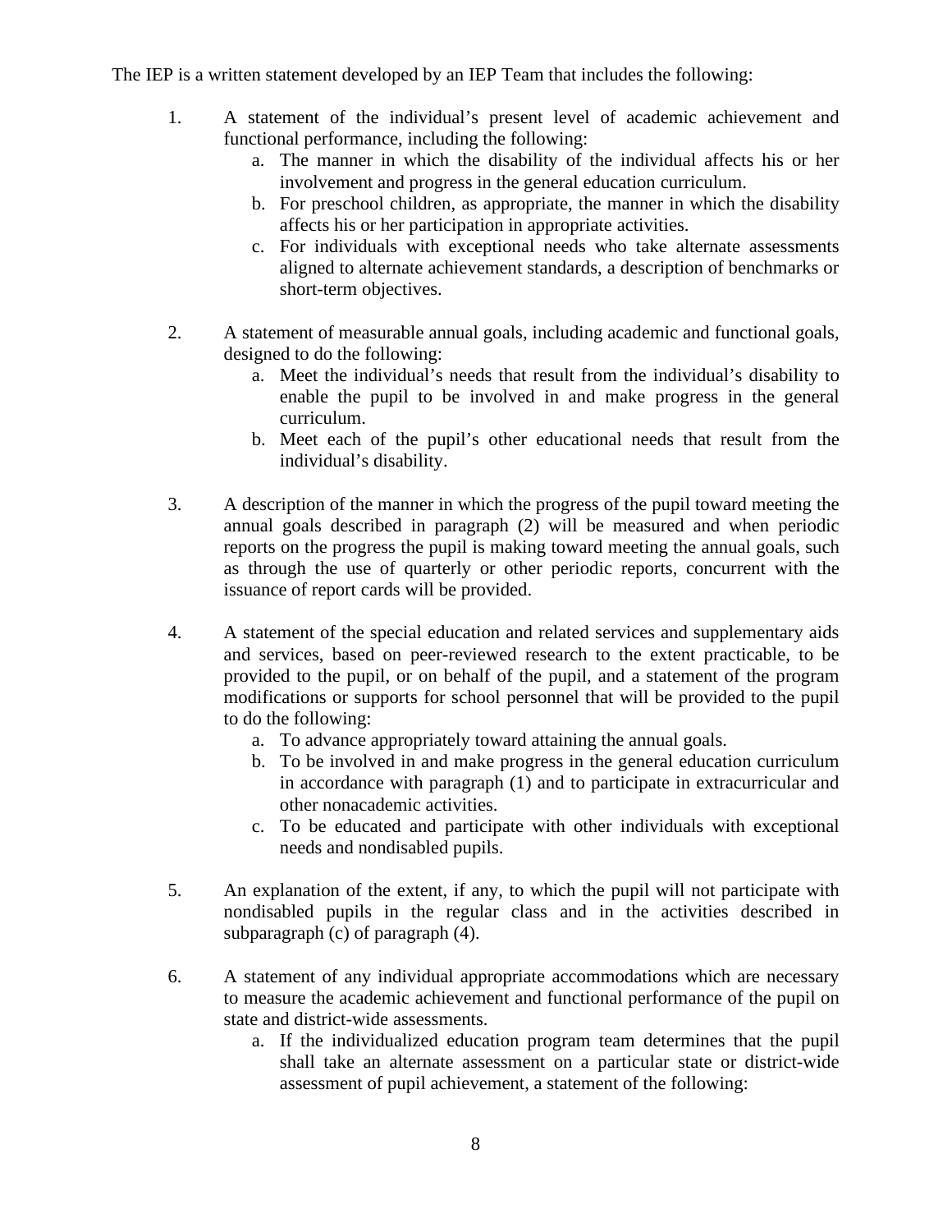The IEP is a written statement developed by an IEP Team that includes the following:

1. A statement of the individual's present level of academic achievement and functional performance, including the following:
   a. The manner in which the disability of the individual affects his or her involvement and progress in the general education curriculum.
   b. For preschool children, as appropriate, the manner in which the disability affects his or her participation in appropriate activities.
   c. For individuals with exceptional needs who take alternate assessments aligned to alternate achievement standards, a description of benchmarks or short-term objectives.

2. A statement of measurable annual goals, including academic and functional goals, designed to do the following:
   a. Meet the individual's needs that result from the individual's disability to enable the pupil to be involved in and make progress in the general curriculum.
   b. Meet each of the pupil's other educational needs that result from the individual's disability.

3. A description of the manner in which the progress of the pupil toward meeting the annual goals described in paragraph (2) will be measured and when periodic reports on the progress the pupil is making toward meeting the annual goals, such as through the use of quarterly or other periodic reports, concurrent with the issuance of report cards will be provided.

4. A statement of the special education and related services and supplementary aids and services, based on peer-reviewed research to the extent practicable, to be provided to the pupil, or on behalf of the pupil, and a statement of the program modifications or supports for school personnel that will be provided to the pupil to do the following:
   a. To advance appropriately toward attaining the annual goals.
   b. To be involved in and make progress in the general education curriculum in accordance with paragraph (1) and to participate in extracurricular and other nonacademic activities.
   c. To be educated and participate with other individuals with exceptional needs and nondisabled pupils.

5. An explanation of the extent, if any, to which the pupil will not participate with nondisabled pupils in the regular class and in the activities described in subparagraph (c) of paragraph (4).

6. A statement of any individual appropriate accommodations which are necessary to measure the academic achievement and functional performance of the pupil on state and district-wide assessments.
   a. If the individualized education program team determines that the pupil shall take an alternate assessment on a particular state or district-wide assessment of pupil achievement, a statement of the following: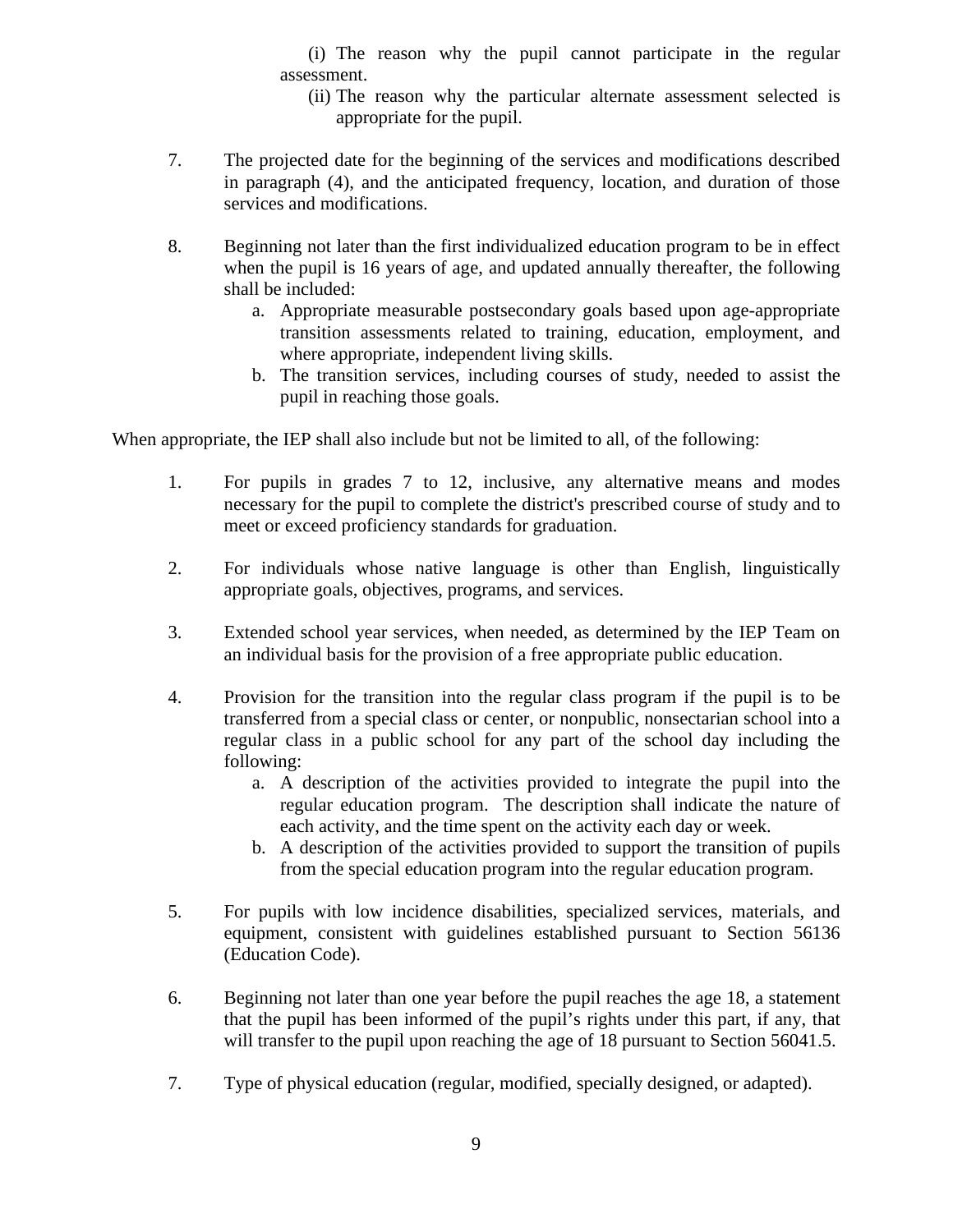(i) The reason why the pupil cannot participate in the regular assessment.

(ii) The reason why the particular alternate assessment selected is appropriate for the pupil.

7. The projected date for the beginning of the services and modifications described in paragraph (4), and the anticipated frequency, location, and duration of those services and modifications.

8. Beginning not later than the first individualized education program to be in effect when the pupil is 16 years of age, and updated annually thereafter, the following shall be included:
   a. Appropriate measurable postsecondary goals based upon age-appropriate transition assessments related to training, education, employment, and where appropriate, independent living skills.
   b. The transition services, including courses of study, needed to assist the pupil in reaching those goals.

When appropriate, the IEP shall also include but not be limited to all, of the following:

1. For pupils in grades 7 to 12, inclusive, any alternative means and modes necessary for the pupil to complete the district's prescribed course of study and to meet or exceed proficiency standards for graduation.

2. For individuals whose native language is other than English, linguistically appropriate goals, objectives, programs, and services.

3. Extended school year services, when needed, as determined by the IEP Team on an individual basis for the provision of a free appropriate public education.

4. Provision for the transition into the regular class program if the pupil is to be transferred from a special class or center, or nonpublic, nonsectarian school into a regular class in a public school for any part of the school day including the following:
   a. A description of the activities provided to integrate the pupil into the regular education program. The description shall indicate the nature of each activity, and the time spent on the activity each day or week.
   b. A description of the activities provided to support the transition of pupils from the special education program into the regular education program.

5. For pupils with low incidence disabilities, specialized services, materials, and equipment, consistent with guidelines established pursuant to Section 56136 (Education Code).

6. Beginning not later than one year before the pupil reaches the age 18, a statement that the pupil has been informed of the pupil's rights under this part, if any, that will transfer to the pupil upon reaching the age of 18 pursuant to Section 56041.5.

7. Type of physical education (regular, modified, specially designed, or adapted).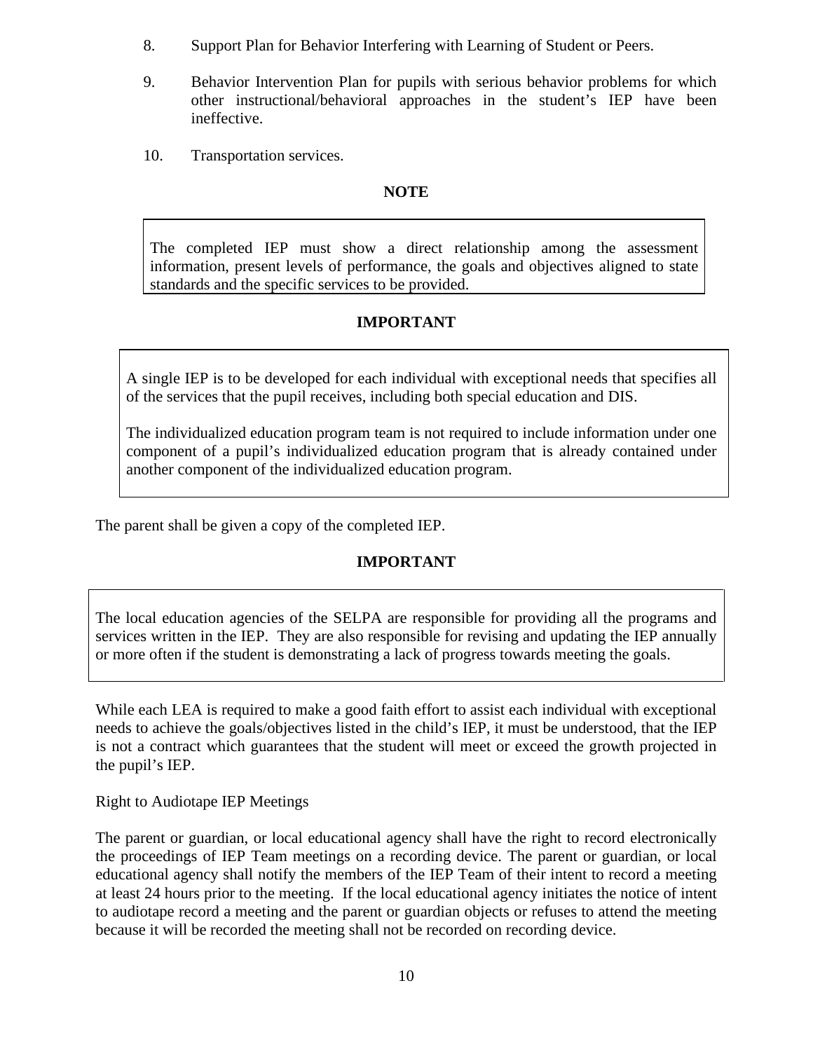8. Support Plan for Behavior Interfering with Learning of Student or Peers.

9. Behavior Intervention Plan for pupils with serious behavior problems for which other instructional/behavioral approaches in the student's IEP have been ineffective.

10. Transportation services.

**NOTE**

> The completed IEP must show a direct relationship among the assessment information, present levels of performance, the goals and objectives aligned to state standards and the specific services to be provided.

**IMPORTANT**

> A single IEP is to be developed for each individual with exceptional needs that specifies all of the services that the pupil receives, including both special education and DIS.
>
> The individualized education program team is not required to include information under one component of a pupil's individualized education program that is already contained under another component of the individualized education program.

The parent shall be given a copy of the completed IEP.

**IMPORTANT**

> The local education agencies of the SELPA are responsible for providing all the programs and services written in the IEP. They are also responsible for revising and updating the IEP annually or more often if the student is demonstrating a lack of progress towards meeting the goals.

While each LEA is required to make a good faith effort to assist each individual with exceptional needs to achieve the goals/objectives listed in the child's IEP, it must be understood, that the IEP is not a contract which guarantees that the student will meet or exceed the growth projected in the pupil's IEP.

Right to Audiotape IEP Meetings

The parent or guardian, or local educational agency shall have the right to record electronically the proceedings of IEP Team meetings on a recording device. The parent or guardian, or local educational agency shall notify the members of the IEP Team of their intent to record a meeting at least 24 hours prior to the meeting. If the local educational agency initiates the notice of intent to audiotape record a meeting and the parent or guardian objects or refuses to attend the meeting because it will be recorded the meeting shall not be recorded on recording device.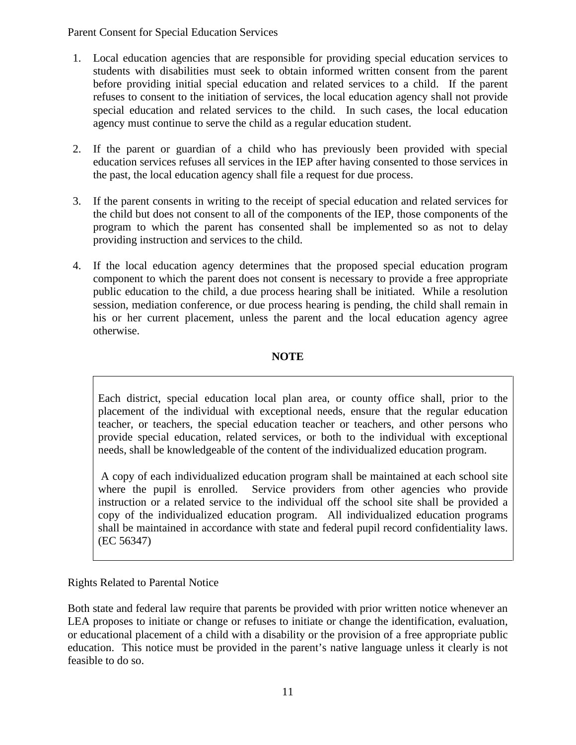Parent Consent for Special Education Services

1. Local education agencies that are responsible for providing special education services to students with disabilities must seek to obtain informed written consent from the parent before providing initial special education and related services to a child. If the parent refuses to consent to the initiation of services, the local education agency shall not provide special education and related services to the child. In such cases, the local education agency must continue to serve the child as a regular education student.

2. If the parent or guardian of a child who has previously been provided with special education services refuses all services in the IEP after having consented to those services in the past, the local education agency shall file a request for due process.

3. If the parent consents in writing to the receipt of special education and related services for the child but does not consent to all of the components of the IEP, those components of the program to which the parent has consented shall be implemented so as not to delay providing instruction and services to the child.

4. If the local education agency determines that the proposed special education program component to which the parent does not consent is necessary to provide a free appropriate public education to the child, a due process hearing shall be initiated. While a resolution session, mediation conference, or due process hearing is pending, the child shall remain in his or her current placement, unless the parent and the local education agency agree otherwise.

**NOTE**

> Each district, special education local plan area, or county office shall, prior to the placement of the individual with exceptional needs, ensure that the regular education teacher, or teachers, the special education teacher or teachers, and other persons who provide special education, related services, or both to the individual with exceptional needs, shall be knowledgeable of the content of the individualized education program.
>
> A copy of each individualized education program shall be maintained at each school site where the pupil is enrolled. Service providers from other agencies who provide instruction or a related service to the individual off the school site shall be provided a copy of the individualized education program. All individualized education programs shall be maintained in accordance with state and federal pupil record confidentiality laws. (EC 56347)

Rights Related to Parental Notice

Both state and federal law require that parents be provided with prior written notice whenever an LEA proposes to initiate or change or refuses to initiate or change the identification, evaluation, or educational placement of a child with a disability or the provision of a free appropriate public education. This notice must be provided in the parent's native language unless it clearly is not feasible to do so.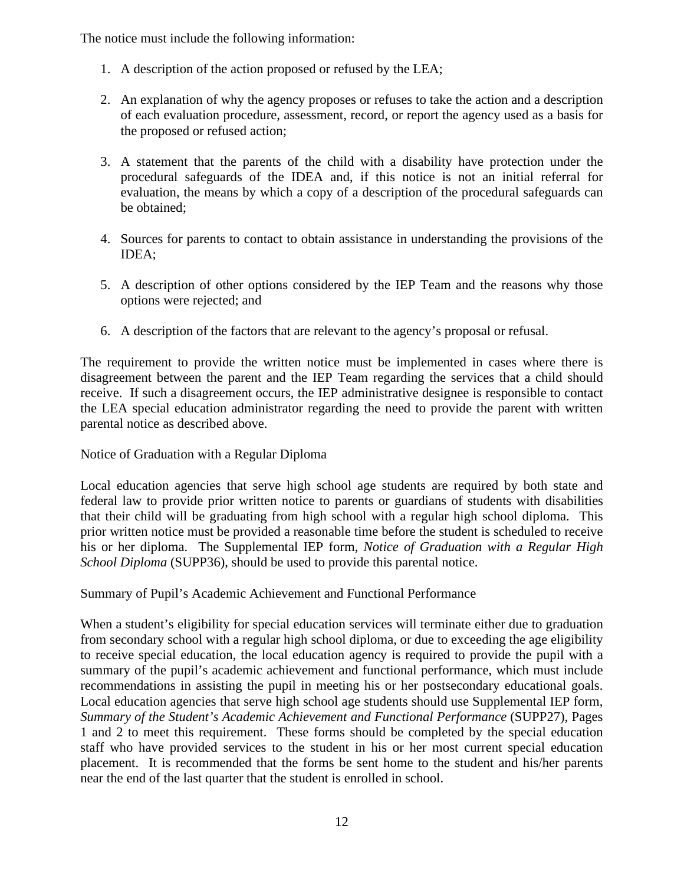The notice must include the following information:

1. A description of the action proposed or refused by the LEA;

2. An explanation of why the agency proposes or refuses to take the action and a description of each evaluation procedure, assessment, record, or report the agency used as a basis for the proposed or refused action;

3. A statement that the parents of the child with a disability have protection under the procedural safeguards of the IDEA and, if this notice is not an initial referral for evaluation, the means by which a copy of a description of the procedural safeguards can be obtained;

4. Sources for parents to contact to obtain assistance in understanding the provisions of the IDEA;

5. A description of other options considered by the IEP Team and the reasons why those options were rejected; and

6. A description of the factors that are relevant to the agency's proposal or refusal.

The requirement to provide the written notice must be implemented in cases where there is disagreement between the parent and the IEP Team regarding the services that a child should receive. If such a disagreement occurs, the IEP administrative designee is responsible to contact the LEA special education administrator regarding the need to provide the parent with written parental notice as described above.

Notice of Graduation with a Regular Diploma

Local education agencies that serve high school age students are required by both state and federal law to provide prior written notice to parents or guardians of students with disabilities that their child will be graduating from high school with a regular high school diploma. This prior written notice must be provided a reasonable time before the student is scheduled to receive his or her diploma. The Supplemental IEP form, *Notice of Graduation with a Regular High School Diploma* (SUPP36), should be used to provide this parental notice.

Summary of Pupil's Academic Achievement and Functional Performance

When a student's eligibility for special education services will terminate either due to graduation from secondary school with a regular high school diploma, or due to exceeding the age eligibility to receive special education, the local education agency is required to provide the pupil with a summary of the pupil's academic achievement and functional performance, which must include recommendations in assisting the pupil in meeting his or her postsecondary educational goals. Local education agencies that serve high school age students should use Supplemental IEP form, *Summary of the Student's Academic Achievement and Functional Performance* (SUPP27), Pages 1 and 2 to meet this requirement. These forms should be completed by the special education staff who have provided services to the student in his or her most current special education placement. It is recommended that the forms be sent home to the student and his/her parents near the end of the last quarter that the student is enrolled in school.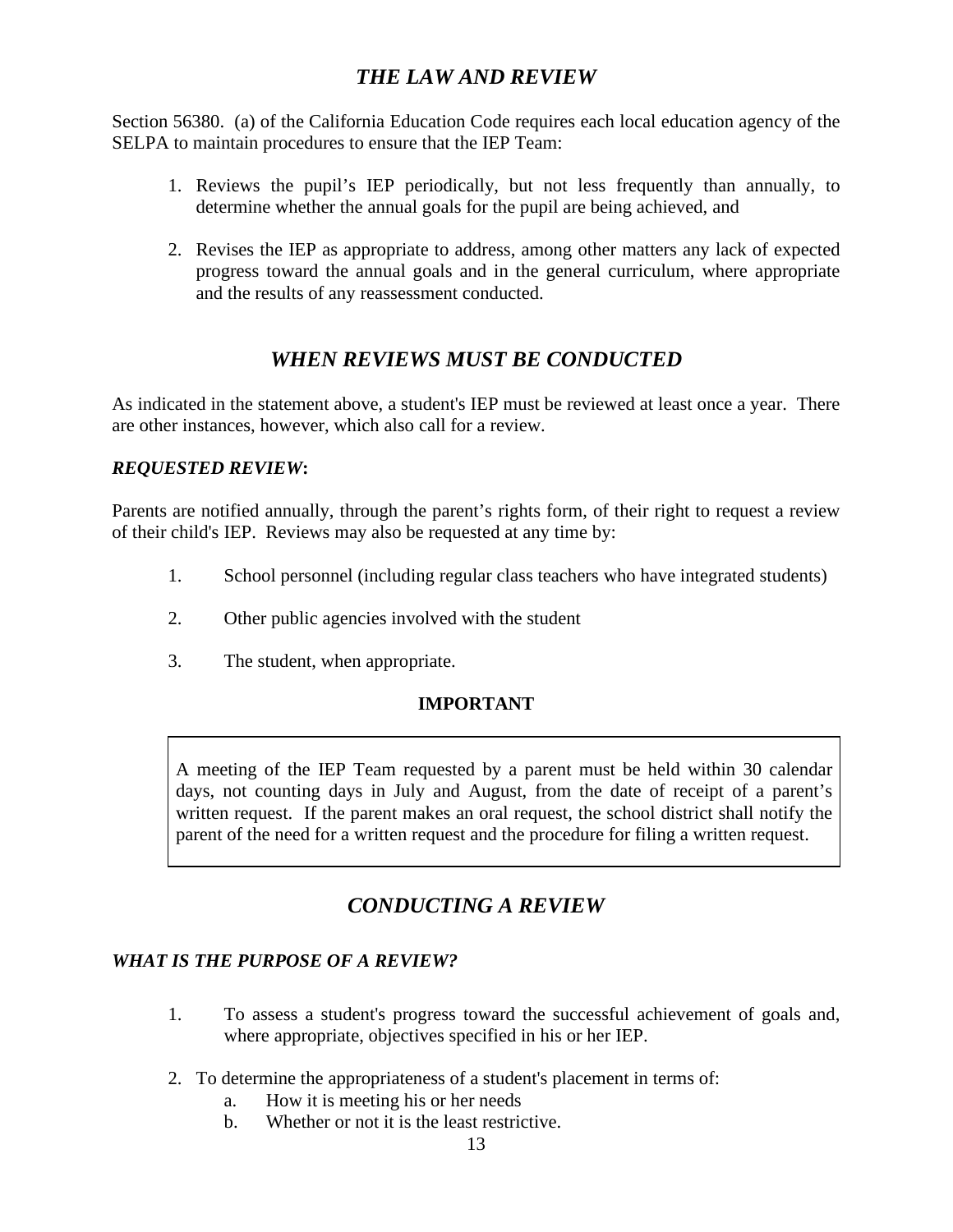## *THE LAW AND REVIEW*

Section 56380. (a) of the California Education Code requires each local education agency of the SELPA to maintain procedures to ensure that the IEP Team:

1. Reviews the pupil's IEP periodically, but not less frequently than annually, to determine whether the annual goals for the pupil are being achieved, and

2. Revises the IEP as appropriate to address, among other matters any lack of expected progress toward the annual goals and in the general curriculum, where appropriate and the results of any reassessment conducted.

## *WHEN REVIEWS MUST BE CONDUCTED*

As indicated in the statement above, a student's IEP must be reviewed at least once a year. There are other instances, however, which also call for a review.

### ***REQUESTED REVIEW*:**

Parents are notified annually, through the parent's rights form, of their right to request a review of their child's IEP. Reviews may also be requested at any time by:

1. School personnel (including regular class teachers who have integrated students)

2. Other public agencies involved with the student

3. The student, when appropriate.

**IMPORTANT**

> A meeting of the IEP Team requested by a parent must be held within 30 calendar days, not counting days in July and August, from the date of receipt of a parent's written request. If the parent makes an oral request, the school district shall notify the parent of the need for a written request and the procedure for filing a written request.

## *CONDUCTING A REVIEW*

### ***WHAT IS THE PURPOSE OF A REVIEW?***

1. To assess a student's progress toward the successful achievement of goals and, where appropriate, objectives specified in his or her IEP.

2. To determine the appropriateness of a student's placement in terms of:
   a. How it is meeting his or her needs
   b. Whether or not it is the least restrictive.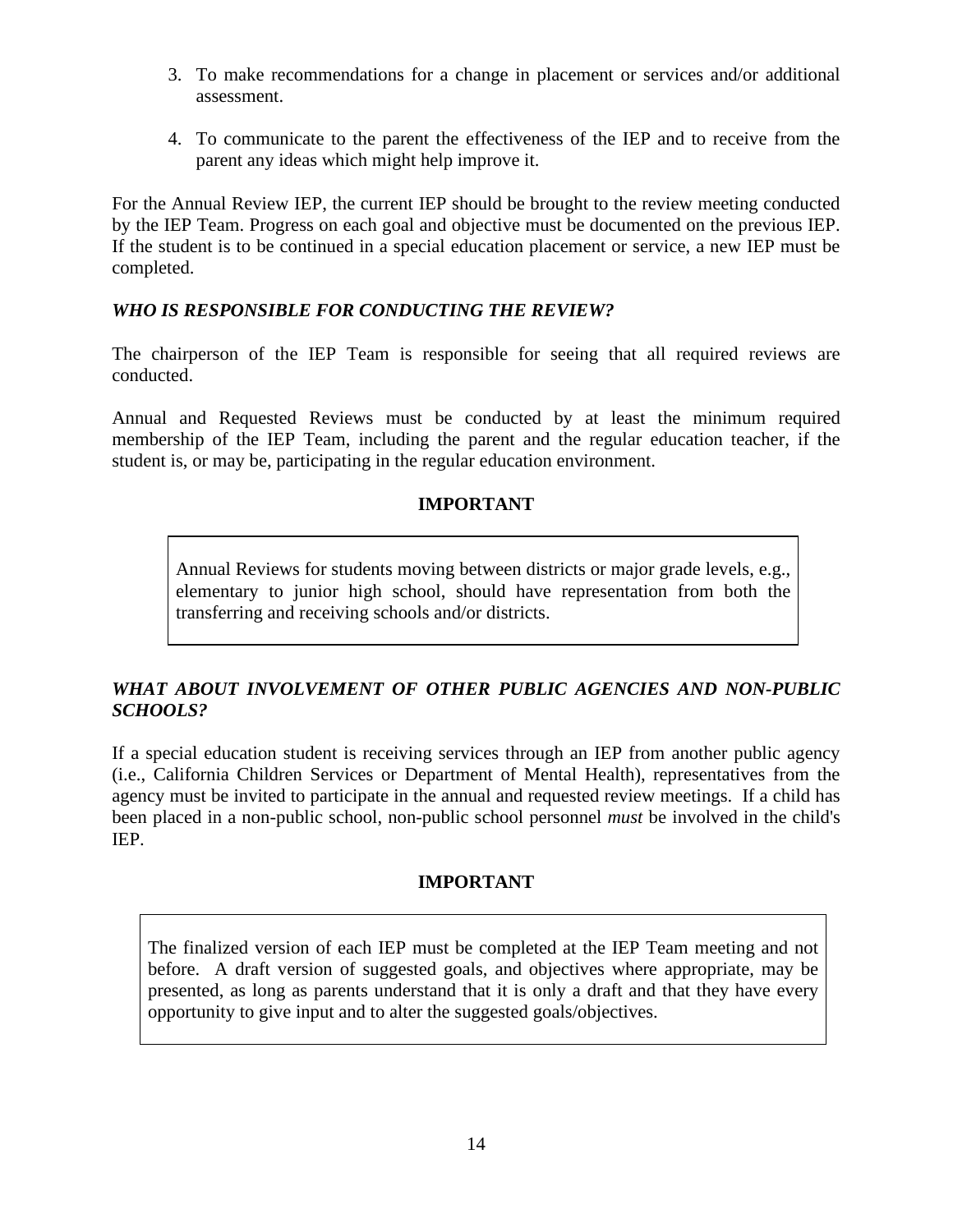3. To make recommendations for a change in placement or services and/or additional assessment.

4. To communicate to the parent the effectiveness of the IEP and to receive from the parent any ideas which might help improve it.

For the Annual Review IEP, the current IEP should be brought to the review meeting conducted by the IEP Team. Progress on each goal and objective must be documented on the previous IEP. If the student is to be continued in a special education placement or service, a new IEP must be completed.

***WHO IS RESPONSIBLE FOR CONDUCTING THE REVIEW?***

The chairperson of the IEP Team is responsible for seeing that all required reviews are conducted.

Annual and Requested Reviews must be conducted by at least the minimum required membership of the IEP Team, including the parent and the regular education teacher, if the student is, or may be, participating in the regular education environment.

**IMPORTANT**

> Annual Reviews for students moving between districts or major grade levels, e.g., elementary to junior high school, should have representation from both the transferring and receiving schools and/or districts.

***WHAT ABOUT INVOLVEMENT OF OTHER PUBLIC AGENCIES AND NON-PUBLIC SCHOOLS?***

If a special education student is receiving services through an IEP from another public agency (i.e., California Children Services or Department of Mental Health), representatives from the agency must be invited to participate in the annual and requested review meetings. If a child has been placed in a non-public school, non-public school personnel *must* be involved in the child's IEP.

**IMPORTANT**

> The finalized version of each IEP must be completed at the IEP Team meeting and not before. A draft version of suggested goals, and objectives where appropriate, may be presented, as long as parents understand that it is only a draft and that they have every opportunity to give input and to alter the suggested goals/objectives.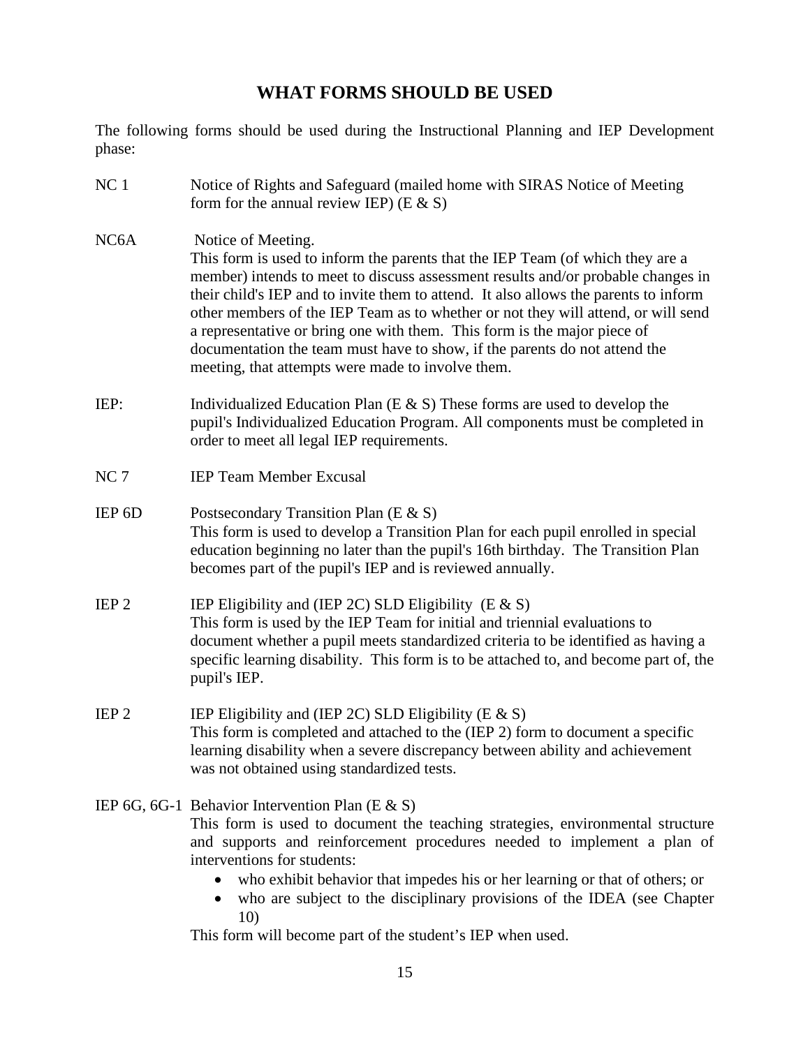## WHAT FORMS SHOULD BE USED

The following forms should be used during the Instructional Planning and IEP Development phase:

**NC 1** Notice of Rights and Safeguard (mailed home with SIRAS Notice of Meeting form for the annual review IEP) (E & S)

**NC6A** Notice of Meeting.
This form is used to inform the parents that the IEP Team (of which they are a member) intends to meet to discuss assessment results and/or probable changes in their child's IEP and to invite them to attend. It also allows the parents to inform other members of the IEP Team as to whether or not they will attend, or will send a representative or bring one with them. This form is the major piece of documentation the team must have to show, if the parents do not attend the meeting, that attempts were made to involve them.

**IEP:** Individualized Education Plan (E & S) These forms are used to develop the pupil's Individualized Education Program. All components must be completed in order to meet all legal IEP requirements.

**NC 7** IEP Team Member Excusal

**IEP 6D** Postsecondary Transition Plan (E & S)
This form is used to develop a Transition Plan for each pupil enrolled in special education beginning no later than the pupil's 16th birthday. The Transition Plan becomes part of the pupil's IEP and is reviewed annually.

**IEP 2** IEP Eligibility and (IEP 2C) SLD Eligibility (E & S)
This form is used by the IEP Team for initial and triennial evaluations to document whether a pupil meets standardized criteria to be identified as having a specific learning disability. This form is to be attached to, and become part of, the pupil's IEP.

**IEP 2** IEP Eligibility and (IEP 2C) SLD Eligibility (E & S)
This form is completed and attached to the (IEP 2) form to document a specific learning disability when a severe discrepancy between ability and achievement was not obtained using standardized tests.

**IEP 6G, 6G-1** Behavior Intervention Plan (E & S)
This form is used to document the teaching strategies, environmental structure and supports and reinforcement procedures needed to implement a plan of interventions for students:

- who exhibit behavior that impedes his or her learning or that of others; or
- who are subject to the disciplinary provisions of the IDEA (see Chapter 10)

This form will become part of the student's IEP when used.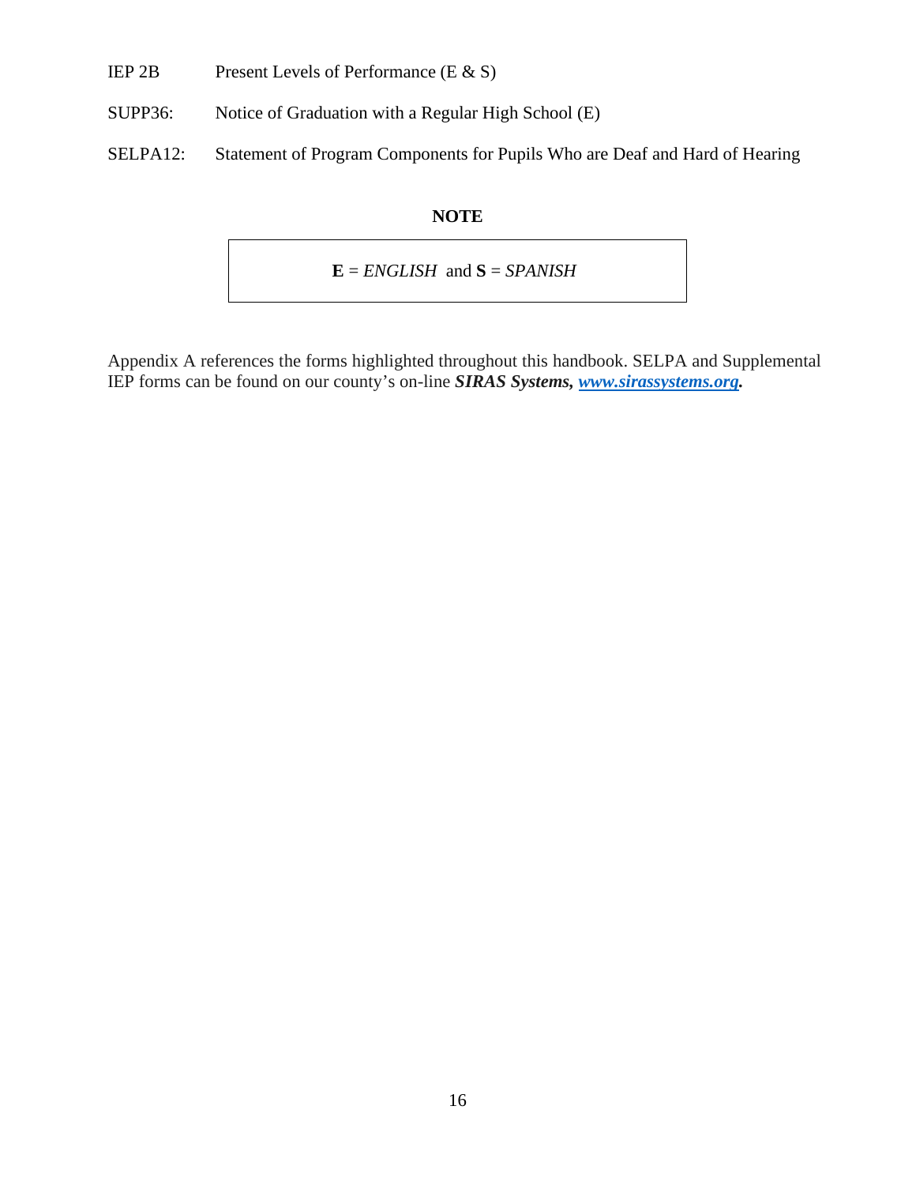IEP 2B Present Levels of Performance (E & S)

SUPP36: Notice of Graduation with a Regular High School (E)

SELPA12: Statement of Program Components for Pupils Who are Deaf and Hard of Hearing

**NOTE**

| |
|---|
| **E** = *ENGLISH* and **S** = *SPANISH* |

Appendix A references the forms highlighted throughout this handbook. SELPA and Supplemental IEP forms can be found on our county's on-line ***SIRAS Systems, [www.sirassystems.org](http://www.sirassystems.org).***